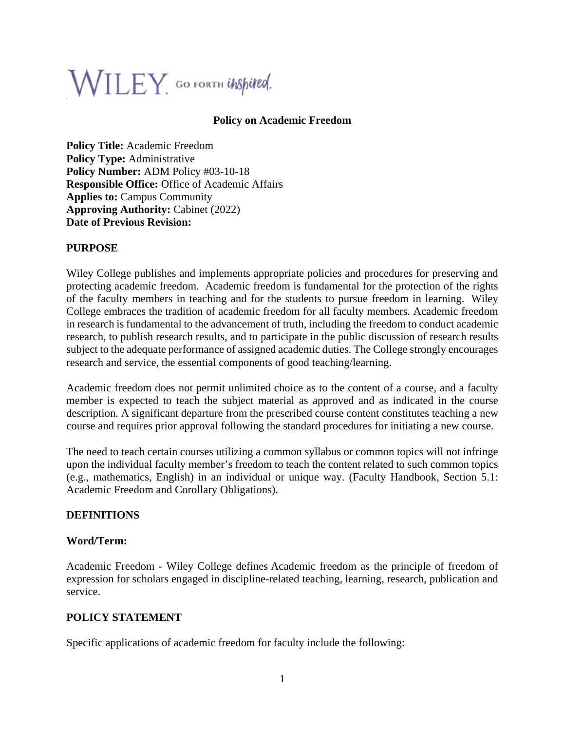WILEY. GO FORTH inspired.

# Policy on Academic Freedom

**Policy Title:** Academic Freedom
**Policy Type:** Administrative
**Policy Number:** ADM Policy #03-10-18
**Responsible Office:** Office of Academic Affairs
**Applies to:** Campus Community
**Approving Authority:** Cabinet (2022)
**Date of Previous Revision:**

## PURPOSE

Wiley College publishes and implements appropriate policies and procedures for preserving and protecting academic freedom. Academic freedom is fundamental for the protection of the rights of the faculty members in teaching and for the students to pursue freedom in learning. Wiley College embraces the tradition of academic freedom for all faculty members. Academic freedom in research is fundamental to the advancement of truth, including the freedom to conduct academic research, to publish research results, and to participate in the public discussion of research results subject to the adequate performance of assigned academic duties. The College strongly encourages research and service, the essential components of good teaching/learning.

Academic freedom does not permit unlimited choice as to the content of a course, and a faculty member is expected to teach the subject material as approved and as indicated in the course description. A significant departure from the prescribed course content constitutes teaching a new course and requires prior approval following the standard procedures for initiating a new course.

The need to teach certain courses utilizing a common syllabus or common topics will not infringe upon the individual faculty member's freedom to teach the content related to such common topics (e.g., mathematics, English) in an individual or unique way. (Faculty Handbook, Section 5.1: Academic Freedom and Corollary Obligations).

## DEFINITIONS

**Word/Term:**

Academic Freedom - Wiley College defines Academic freedom as the principle of freedom of expression for scholars engaged in discipline-related teaching, learning, research, publication and service.

## POLICY STATEMENT

Specific applications of academic freedom for faculty include the following: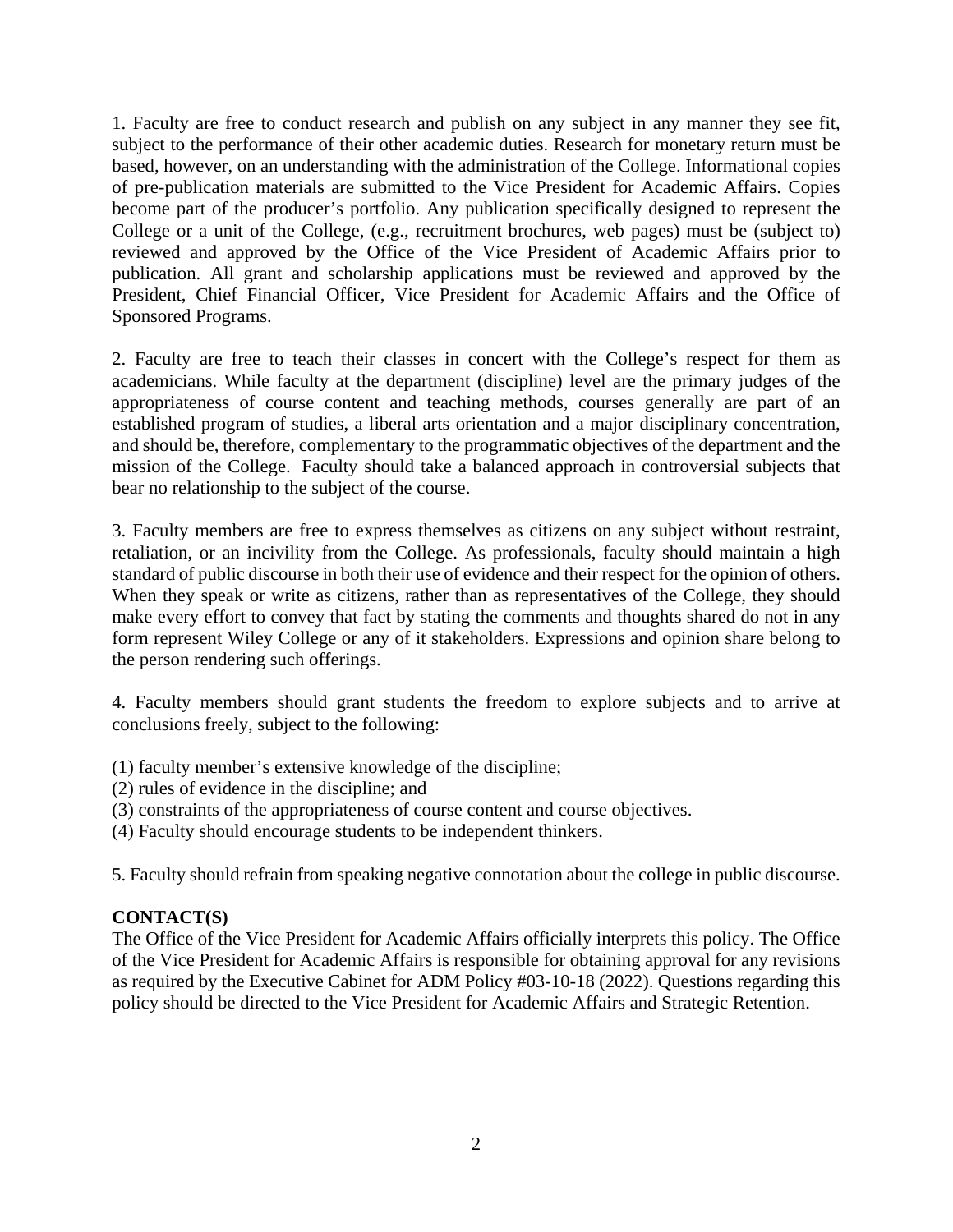1. Faculty are free to conduct research and publish on any subject in any manner they see fit, subject to the performance of their other academic duties. Research for monetary return must be based, however, on an understanding with the administration of the College. Informational copies of pre-publication materials are submitted to the Vice President for Academic Affairs. Copies become part of the producer's portfolio. Any publication specifically designed to represent the College or a unit of the College, (e.g., recruitment brochures, web pages) must be (subject to) reviewed and approved by the Office of the Vice President of Academic Affairs prior to publication. All grant and scholarship applications must be reviewed and approved by the President, Chief Financial Officer, Vice President for Academic Affairs and the Office of Sponsored Programs.

2. Faculty are free to teach their classes in concert with the College's respect for them as academicians. While faculty at the department (discipline) level are the primary judges of the appropriateness of course content and teaching methods, courses generally are part of an established program of studies, a liberal arts orientation and a major disciplinary concentration, and should be, therefore, complementary to the programmatic objectives of the department and the mission of the College. Faculty should take a balanced approach in controversial subjects that bear no relationship to the subject of the course.

3. Faculty members are free to express themselves as citizens on any subject without restraint, retaliation, or an incivility from the College. As professionals, faculty should maintain a high standard of public discourse in both their use of evidence and their respect for the opinion of others. When they speak or write as citizens, rather than as representatives of the College, they should make every effort to convey that fact by stating the comments and thoughts shared do not in any form represent Wiley College or any of it stakeholders. Expressions and opinion share belong to the person rendering such offerings.

4. Faculty members should grant students the freedom to explore subjects and to arrive at conclusions freely, subject to the following:

(1) faculty member's extensive knowledge of the discipline;
(2) rules of evidence in the discipline; and
(3) constraints of the appropriateness of course content and course objectives.
(4) Faculty should encourage students to be independent thinkers.

5. Faculty should refrain from speaking negative connotation about the college in public discourse.

**CONTACT(S)**

The Office of the Vice President for Academic Affairs officially interprets this policy. The Office of the Vice President for Academic Affairs is responsible for obtaining approval for any revisions as required by the Executive Cabinet for ADM Policy #03-10-18 (2022). Questions regarding this policy should be directed to the Vice President for Academic Affairs and Strategic Retention.